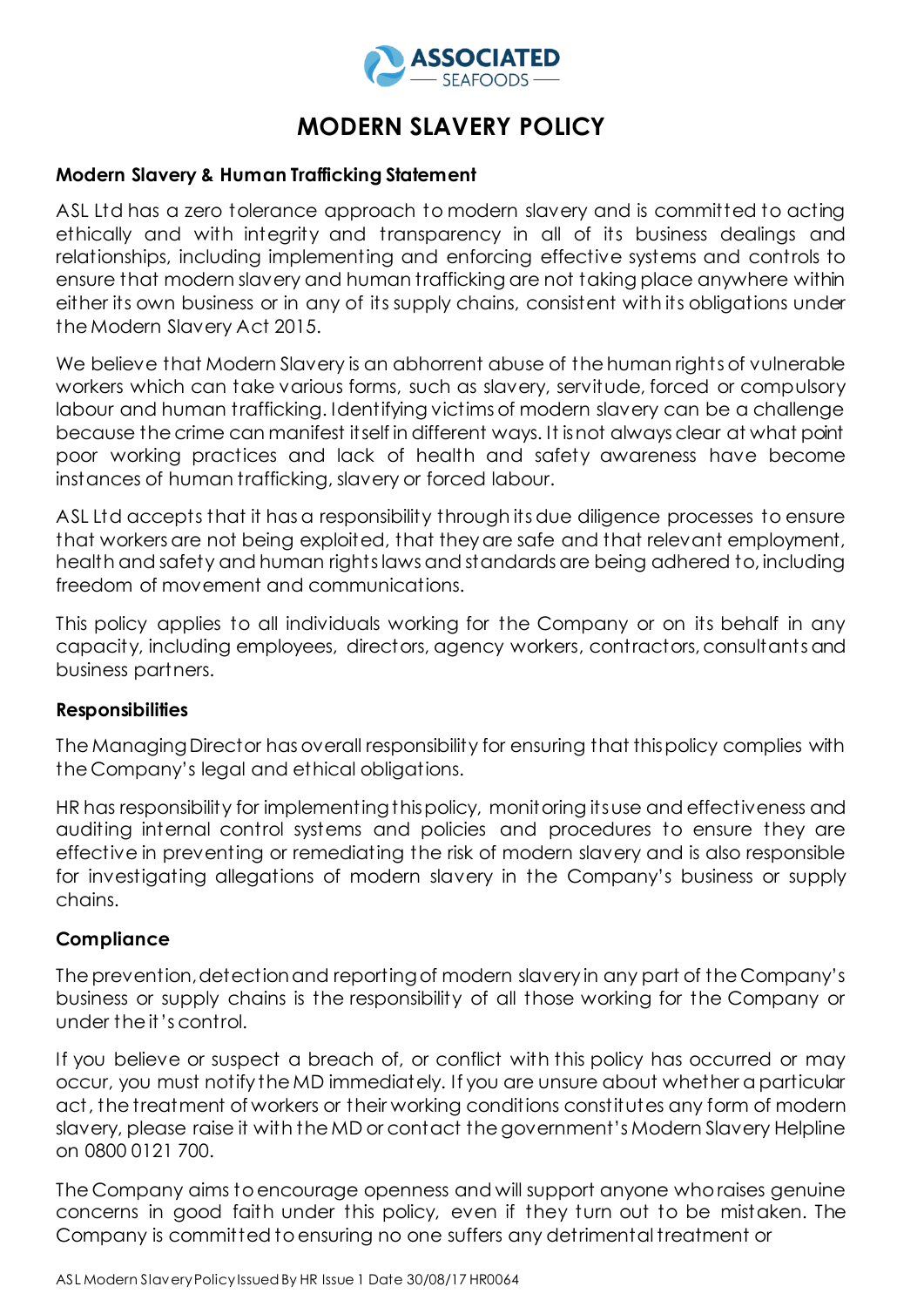# MODERN SLAVERY POLICY

**Modern Slavery & Human Trafficking Statement**

ASL Ltd has a zero tolerance approach to modern slavery and is committed to acting ethically and with integrity and transparency in all of its business dealings and relationships, including implementing and enforcing effective systems and controls to ensure that modern slavery and human trafficking are not taking place anywhere within either its own business or in any of its supply chains, consistent with its obligations under the Modern Slavery Act 2015.

We believe that Modern Slavery is an abhorrent abuse of the human rights of vulnerable workers which can take various forms, such as slavery, servitude, forced or compulsory labour and human trafficking. Identifying victims of modern slavery can be a challenge because the crime can manifest itself in different ways. It is not always clear at what point poor working practices and lack of health and safety awareness have become instances of human trafficking, slavery or forced labour.

ASL Ltd accepts that it has a responsibility through its due diligence processes to ensure that workers are not being exploited, that they are safe and that relevant employment, health and safety and human rights laws and standards are being adhered to, including freedom of movement and communications.

This policy applies to all individuals working for the Company or on its behalf in any capacity, including employees, directors, agency workers, contractors, consultants and business partners.

**Responsibilities**

The Managing Director has overall responsibility for ensuring that this policy complies with the Company's legal and ethical obligations.

HR has responsibility for implementing this policy, monitoring its use and effectiveness and auditing internal control systems and policies and procedures to ensure they are effective in preventing or remediating the risk of modern slavery and is also responsible for investigating allegations of modern slavery in the Company's business or supply chains.

**Compliance**

The prevention, detection and reporting of modern slavery in any part of the Company's business or supply chains is the responsibility of all those working for the Company or under the it's control.

If you believe or suspect a breach of, or conflict with this policy has occurred or may occur, you must notify the MD immediately. If you are unsure about whether a particular act, the treatment of workers or their working conditions constitutes any form of modern slavery, please raise it with the MD or contact the government's Modern Slavery Helpline on 0800 0121 700.

The Company aims to encourage openness and will support anyone who raises genuine concerns in good faith under this policy, even if they turn out to be mistaken. The Company is committed to ensuring no one suffers any detrimental treatment or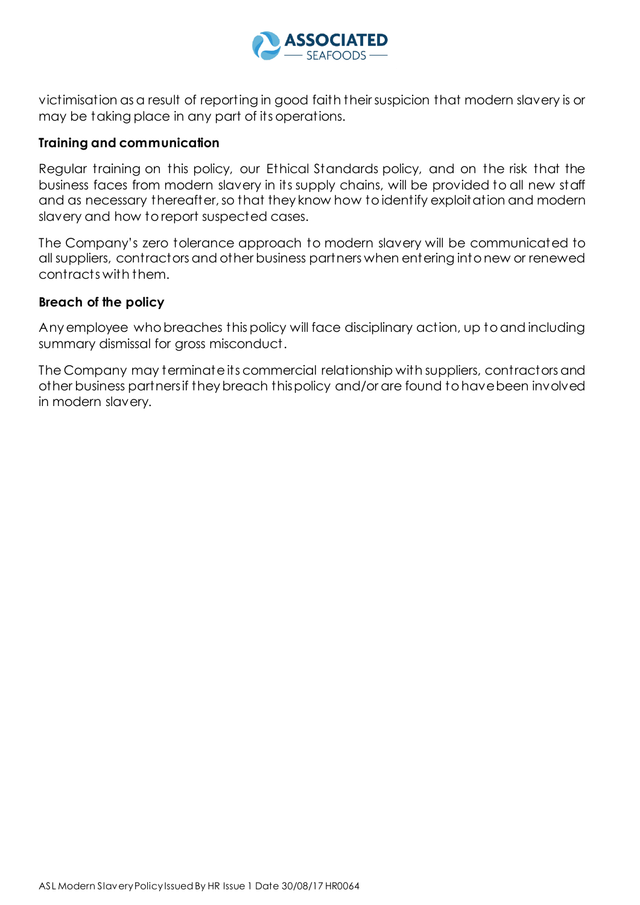victimisation as a result of reporting in good faith their suspicion that modern slavery is or may be taking place in any part of its operations.

**Training and communication**

Regular training on this policy, our Ethical Standards policy, and on the risk that the business faces from modern slavery in its supply chains, will be provided to all new staff and as necessary thereafter, so that they know how to identify exploitation and modern slavery and how to report suspected cases.

The Company's zero tolerance approach to modern slavery will be communicated to all suppliers, contractors and other business partners when entering into new or renewed contracts with them.

**Breach of the policy**

Any employee who breaches this policy will face disciplinary action, up to and including summary dismissal for gross misconduct.

The Company may terminate its commercial relationship with suppliers, contractors and other business partners if they breach this policy and/or are found to have been involved in modern slavery.